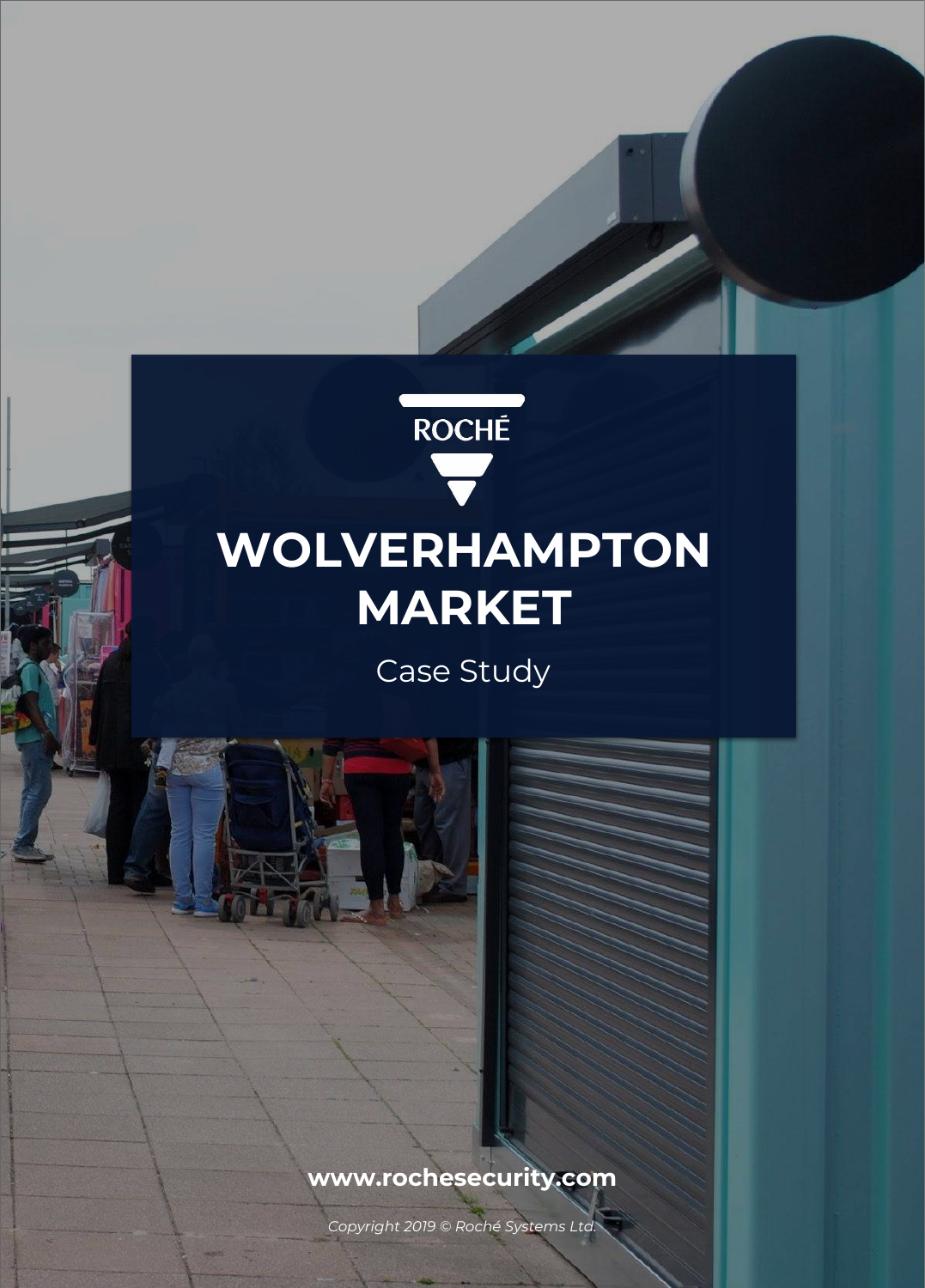ROCHÉ

# WOLVERHAMPTON MARKET

Case Study

**www.rochesecurity.com**

*Copyright 2019 © Roché Systems Ltd.*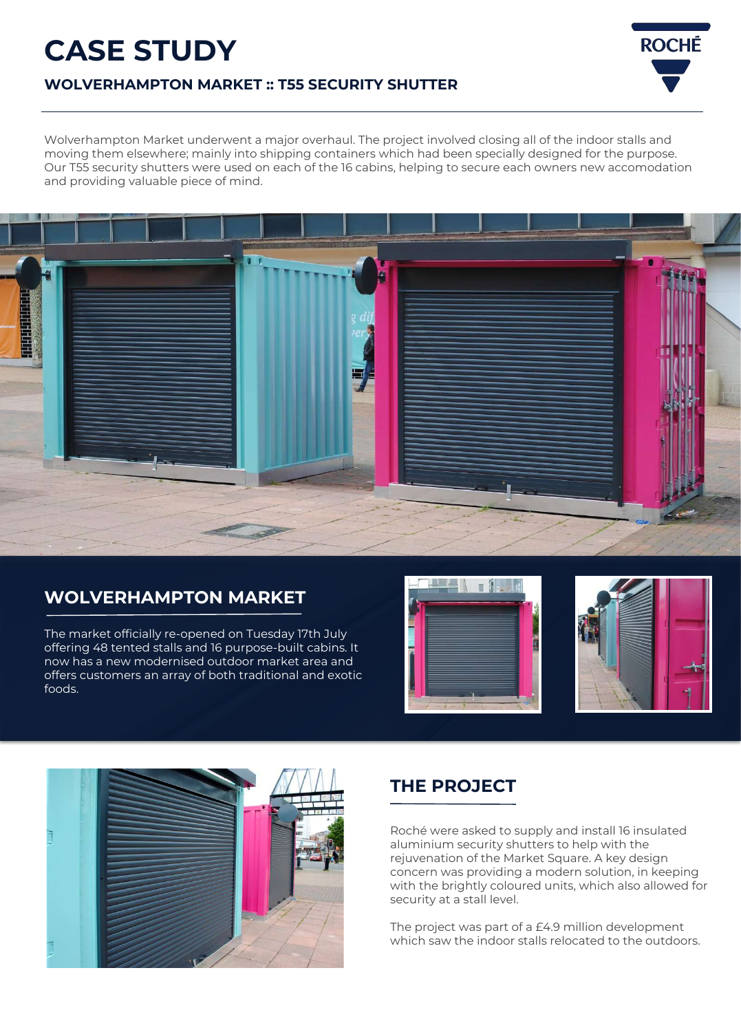# CASE STUDY

## WOLVERHAMPTON MARKET :: T55 SECURITY SHUTTER

ROCHÉ

Wolverhampton Market underwent a major overhaul. The project involved closing all of the indoor stalls and moving them elsewhere; mainly into shipping containers which had been specially designed for the purpose. Our T55 security shutters were used on each of the 16 cabins, helping to secure each owners new accomodation and providing valuable piece of mind.

## WOLVERHAMPTON MARKET

The market officially re-opened on Tuesday 17th July offering 48 tented stalls and 16 purpose-built cabins. It now has a new modernised outdoor market area and offers customers an array of both traditional and exotic foods.

## THE PROJECT

Roché were asked to supply and install 16 insulated aluminium security shutters to help with the rejuvenation of the Market Square. A key design concern was providing a modern solution, in keeping with the brightly coloured units, which also allowed for security at a stall level.

The project was part of a £4.9 million development which saw the indoor stalls relocated to the outdoors.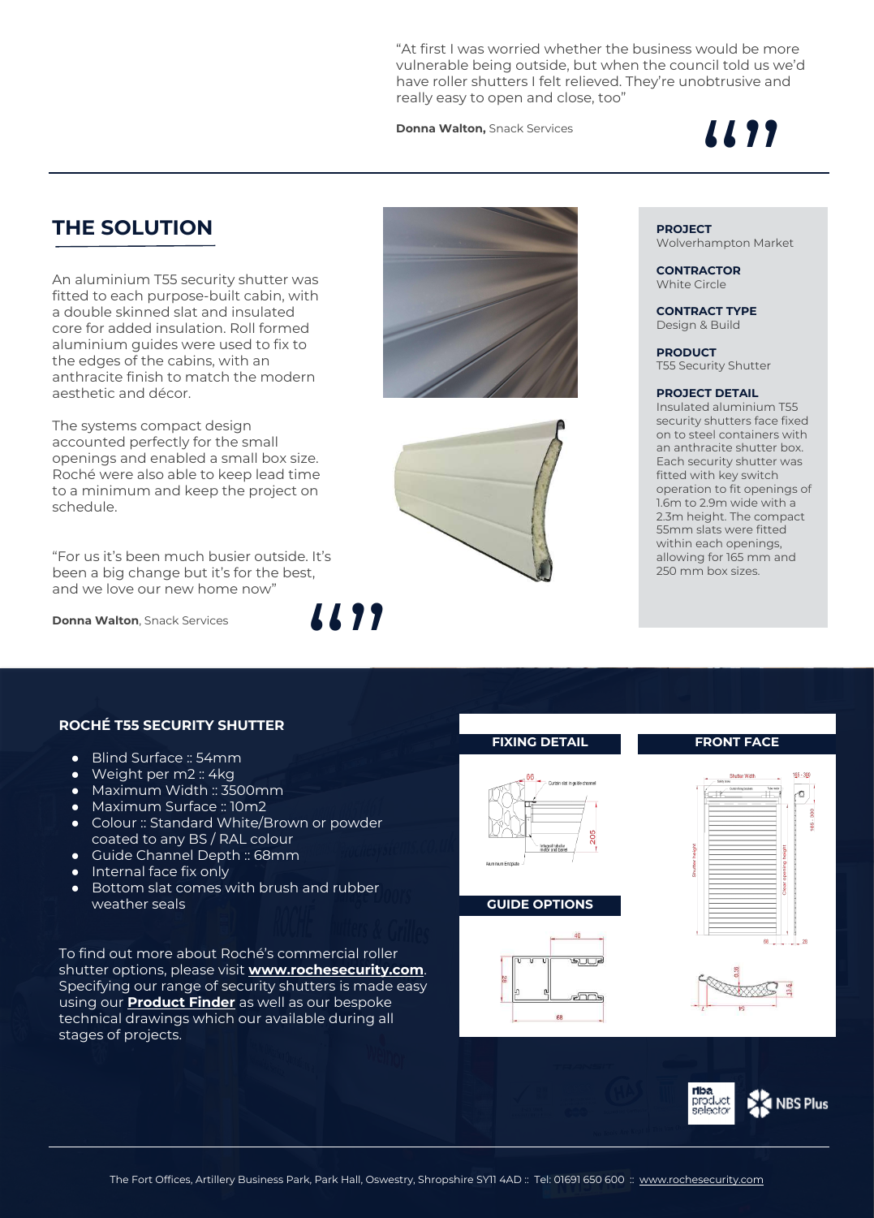"At first I was worried whether the business would be more vulnerable being outside, but when the council told us we'd have roller shutters I felt relieved. They're unobtrusive and really easy to open and close, too"

**Donna Walton,** Snack Services

## THE SOLUTION

An aluminium T55 security shutter was fitted to each purpose-built cabin, with a double skinned slat and insulated core for added insulation. Roll formed aluminium guides were used to fix to the edges of the cabins, with an anthracite finish to match the modern aesthetic and décor.

The systems compact design accounted perfectly for the small openings and enabled a small box size. Roché were also able to keep lead time to a minimum and keep the project on schedule.

"For us it's been much busier outside. It's been a big change but it's for the best, and we love our new home now"

**Donna Walton**, Snack Services

**PROJECT**
Wolverhampton Market

**CONTRACTOR**
White Circle

**CONTRACT TYPE**
Design & Build

**PRODUCT**
T55 Security Shutter

**PROJECT DETAIL**
Insulated aluminium T55 security shutters face fixed on to steel containers with an anthracite shutter box. Each security shutter was fitted with key switch operation to fit openings of 1.6m to 2.9m wide with a 2.3m height. The compact 55mm slats were fitted within each openings, allowing for 165 mm and 250 mm box sizes.

### ROCHÉ T55 SECURITY SHUTTER

- Blind Surface :: 54mm
- Weight per m2 :: 4kg
- Maximum Width :: 3500mm
- Maximum Surface :: 10m2
- Colour :: Standard White/Brown or powder coated to any BS / RAL colour
- Guide Channel Depth :: 68mm
- Internal face fix only
- Bottom slat comes with brush and rubber weather seals

To find out more about Roché's commercial roller shutter options, please visit **www.rochesecurity.com**. Specifying our range of security shutters is made easy using our **Product Finder** as well as our bespoke technical drawings which our available during all stages of projects.

**FIXING DETAIL**

**FRONT FACE**

**GUIDE OPTIONS**

The Fort Offices, Artillery Business Park, Park Hall, Oswestry, Shropshire SY11 4AD :: Tel: 01691 650 600 :: www.rochesecurity.com